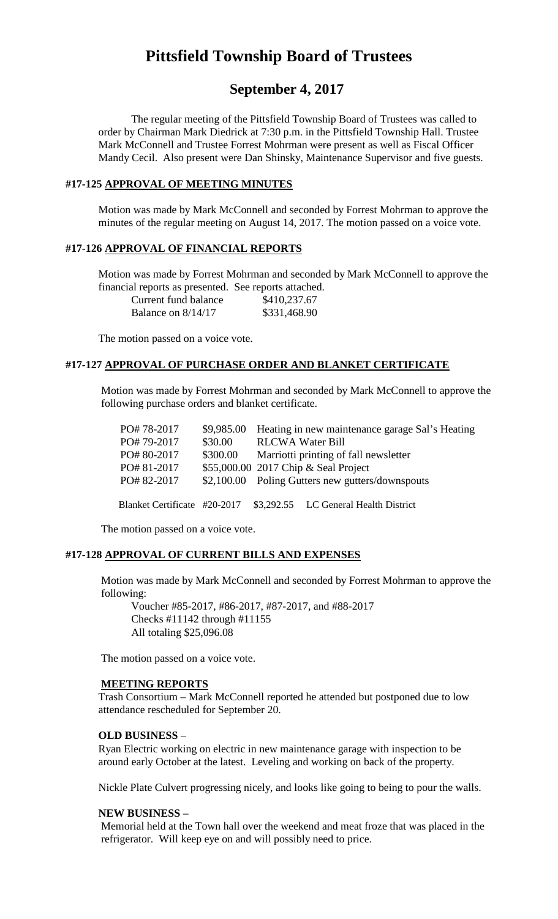# Pittsfield Township Board of Trustees

## September 4, 2017

The regular meeting of the Pittsfield Township Board of Trustees was called to order by Chairman Mark Diedrick at 7:30 p.m. in the Pittsfield Township Hall. Trustee Mark McConnell and Trustee Forrest Mohrman were present as well as Fiscal Officer Mandy Cecil. Also present were Dan Shinsky, Maintenance Supervisor and five guests.

### #17-125 APPROVAL OF MEETING MINUTES

Motion was made by Mark McConnell and seconded by Forrest Mohrman to approve the minutes of the regular meeting on August 14, 2017. The motion passed on a voice vote.

### #17-126 APPROVAL OF FINANCIAL REPORTS

Motion was made by Forrest Mohrman and seconded by Mark McConnell to approve the financial reports as presented. See reports attached.

| | |
|---|---|
| Current fund balance | $410,237.67 |
| Balance on 8/14/17 | $331,468.90 |

The motion passed on a voice vote.

### #17-127 APPROVAL OF PURCHASE ORDER AND BLANKET CERTIFICATE

Motion was made by Forrest Mohrman and seconded by Mark McConnell to approve the following purchase orders and blanket certificate.

| | | |
|---|---|---|
| PO# 78-2017 | $9,985.00 | Heating in new maintenance garage Sal's Heating |
| PO# 79-2017 | $30.00 | RLCWA Water Bill |
| PO# 80-2017 | $300.00 | Marriotti printing of fall newsletter |
| PO# 81-2017 | $55,000.00 | 2017 Chip & Seal Project |
| PO# 82-2017 | $2,100.00 | Poling Gutters new gutters/downspouts |

Blanket Certificate #20-2017 $3,292.55 LC General Health District

The motion passed on a voice vote.

### #17-128 APPROVAL OF CURRENT BILLS AND EXPENSES

Motion was made by Mark McConnell and seconded by Forrest Mohrman to approve the following:

Voucher #85-2017, #86-2017, #87-2017, and #88-2017
Checks #11142 through #11155
All totaling $25,096.08

The motion passed on a voice vote.

**MEETING REPORTS**

Trash Consortium – Mark McConnell reported he attended but postponed due to low attendance rescheduled for September 20.

**OLD BUSINESS** –

Ryan Electric working on electric in new maintenance garage with inspection to be around early October at the latest. Leveling and working on back of the property.

Nickle Plate Culvert progressing nicely, and looks like going to being to pour the walls.

**NEW BUSINESS –**

Memorial held at the Town hall over the weekend and meat froze that was placed in the refrigerator. Will keep eye on and will possibly need to price.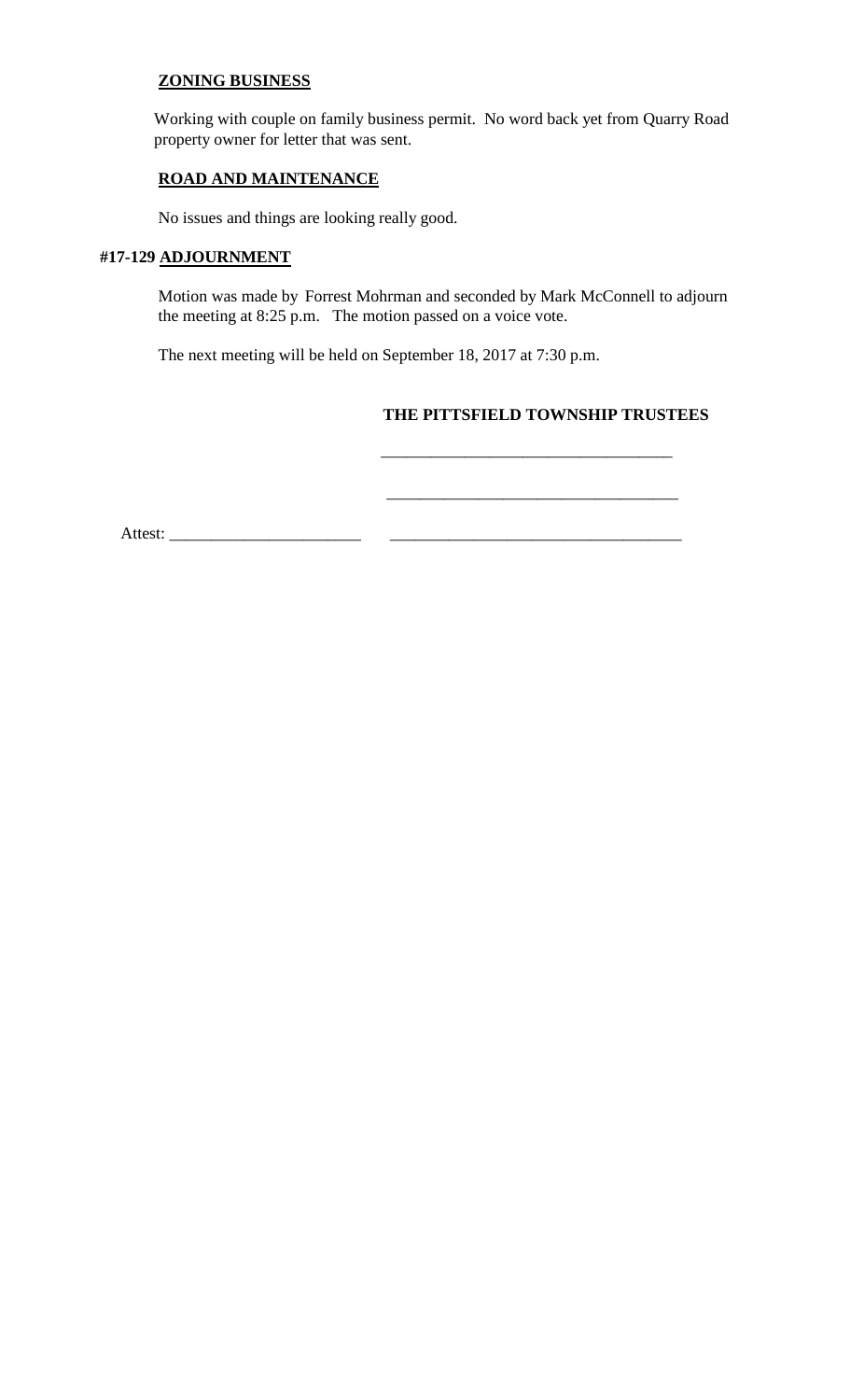**ZONING BUSINESS**

Working with couple on family business permit. No word back yet from Quarry Road property owner for letter that was sent.

**ROAD AND MAINTENANCE**

No issues and things are looking really good.

**#17-129 ADJOURNMENT**

Motion was made by Forrest Mohrman and seconded by Mark McConnell to adjourn the meeting at 8:25 p.m. The motion passed on a voice vote.

The next meeting will be held on September 18, 2017 at 7:30 p.m.

**THE PITTSFIELD TOWNSHIP TRUSTEES**

___________________________________

___________________________________

Attest: _______________________ ___________________________________